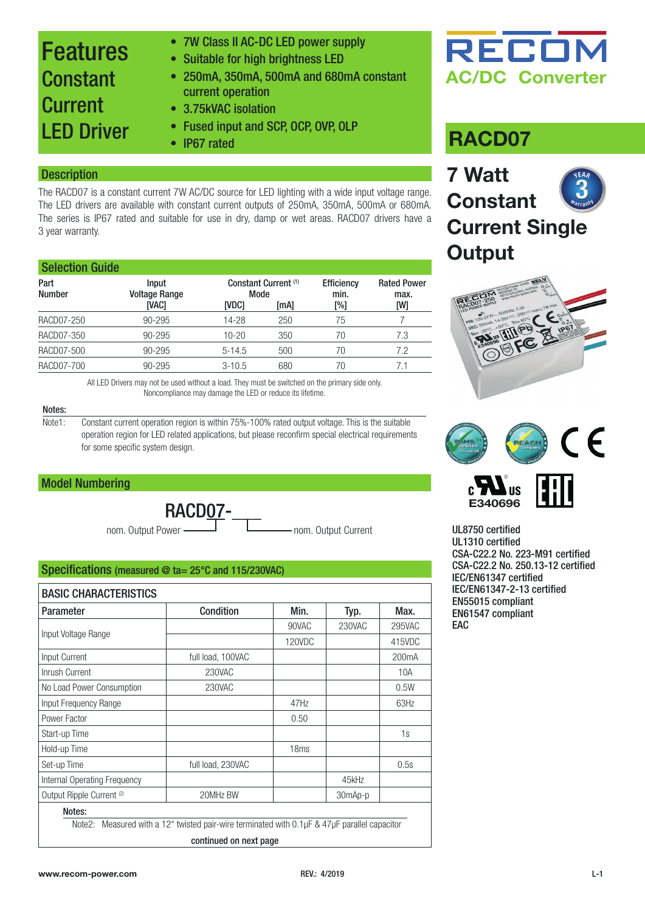# Features Constant Current LED Driver

- 7W Class II AC-DC LED power supply
- Suitable for high brightness LED
- 250mA, 350mA, 500mA and 680mA constant current operation
- 3.75kVAC isolation
- Fused input and SCP, OCP, OVP, OLP
- IP67 rated

RECOM
AC/DC Converter

# RACD07

## 7 Watt Constant Current Single Output

## Description

The RACD07 is a constant current 7W AC/DC source for LED lighting with a wide input voltage range. The LED drivers are available with constant current outputs of 250mA, 350mA, 500mA or 680mA. The series is IP67 rated and suitable for use in dry, damp or wet areas. RACD07 drivers have a 3 year warranty.

## Selection Guide

| Part Number | Input Voltage Range [VAC] | Constant Current (1) Mode [VDC] | [mA] | Efficiency min. [%] | Rated Power max. [W] |
|---|---|---|---|---|---|
| RACD07-250 | 90-295 | 14-28 | 250 | 75 | 7 |
| RACD07-350 | 90-295 | 10-20 | 350 | 70 | 7.3 |
| RACD07-500 | 90-295 | 5-14.5 | 500 | 70 | 7.2 |
| RACD07-700 | 90-295 | 3-10.5 | 680 | 70 | 7.1 |

All LED Drivers may not be used without a load. They must be switched on the primary side only.
Noncompliance may damage the LED or reduce its lifetime.

**Notes:**

Note1: Constant current operation region is within 75%-100% rated output voltage. This is the suitable operation region for LED related applications, but please reconfirm special electrical requirements for some specific system design.

## Model Numbering

RACD07-___

nom. Output Power — nom. Output Current

UL8750 certified
UL1310 certified
CSA-C22.2 No. 223-M91 certified
CSA-C22.2 No. 250.13-12 certified
IEC/EN61347 certified
IEC/EN61347-2-13 certified
EN55015 compliant
EN61547 compliant
EAC

## Specifications (measured @ ta= 25°C and 115/230VAC)

**BASIC CHARACTERISTICS**

| Parameter | Condition | Min. | Typ. | Max. |
|---|---|---|---|---|
| Input Voltage Range | | 90VAC | 230VAC | 295VAC |
| | | 120VDC | | 415VDC |
| Input Current | full load, 100VAC | | | 200mA |
| Inrush Current | 230VAC | | | 10A |
| No Load Power Consumption | 230VAC | | | 0.5W |
| Input Frequency Range | | 47Hz | | 63Hz |
| Power Factor | | 0.50 | | |
| Start-up Time | | | | 1s |
| Hold-up Time | | 18ms | | |
| Set-up Time | full load, 230VAC | | | 0.5s |
| Internal Operating Frequency | | | 45kHz | |
| Output Ripple Current (2) | 20MHz BW | | 30mAp-p | |

**Notes:**

Note2: Measured with a 12" twisted pair-wire terminated with 0.1µF & 47µF parallel capacitor

continued on next page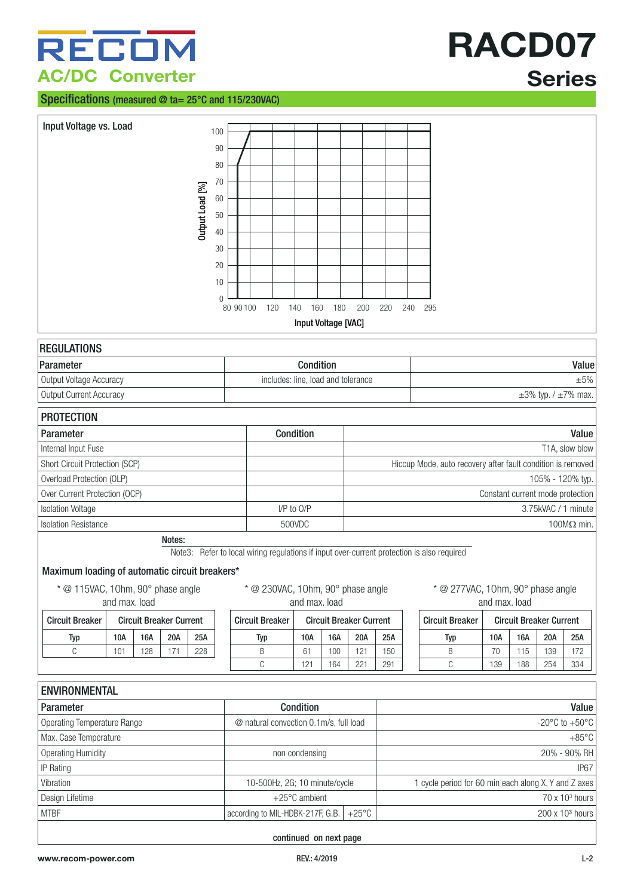# RECOM AC/DC Converter

# RACD07 Series

## Specifications (measured @ ta= 25°C and 115/230VAC)

### Input Voltage vs. Load

Output Load [%]: 0, 10, 20, 30, 40, 50, 60, 70, 80, 90, 100

Input Voltage [VAC]: 80, 90, 100, 120, 140, 160, 180, 200, 220, 240, 295

### REGULATIONS

| Parameter | Condition | Value |
|---|---|---|
| Output Voltage Accuracy | includes: line, load and tolerance | ±5% |
| Output Current Accuracy | | ±3% typ. / ±7% max. |

### PROTECTION

| Parameter | Condition | Value |
|---|---|---|
| Internal Input Fuse | | T1A, slow blow |
| Short Circuit Protection (SCP) | | Hiccup Mode, auto recovery after fault condition is removed |
| Overload Protection (OLP) | | 105% - 120% typ. |
| Over Current Protection (OCP) | | Constant current mode protection |
| Isolation Voltage | I/P to O/P | 3.75kVAC / 1 minute |
| Isolation Resistance | 500VDC | 100MΩ min. |

Notes:

Note3: Refer to local wiring regulations if input over-current protection is also required

### Maximum loading of automatic circuit breakers*

\* @ 115VAC, 1Ohm, 90° phase angle and max. load

| Circuit Breaker | Circuit Breaker Current | | | |
|---|---|---|---|---|
| Typ | 10A | 16A | 20A | 25A |
| C | 101 | 128 | 171 | 228 |

\* @ 230VAC, 1Ohm, 90° phase angle and max. load

| Circuit Breaker | Circuit Breaker Current | | | |
|---|---|---|---|---|
| Typ | 10A | 16A | 20A | 25A |
| B | 61 | 100 | 121 | 150 |
| C | 121 | 164 | 221 | 291 |

\* @ 277VAC, 1Ohm, 90° phase angle and max. load

| Circuit Breaker | Circuit Breaker Current | | | |
|---|---|---|---|---|
| Typ | 10A | 16A | 20A | 25A |
| B | 70 | 115 | 139 | 172 |
| C | 139 | 188 | 254 | 334 |

### ENVIRONMENTAL

| Parameter | Condition | Value |
|---|---|---|
| Operating Temperature Range | @ natural convection 0.1m/s, full load | -20°C to +50°C |
| Max. Case Temperature | | +85°C |
| Operating Humidity | non condensing | 20% - 90% RH |
| IP Rating | | IP67 |
| Vibration | 10-500Hz, 2G; 10 minute/cycle | 1 cycle period for 60 min each along X, Y and Z axes |
| Design Lifetime | +25°C ambient | 70 x $10^3$ hours |
| MTBF | according to MIL-HDBK-217F, G.B. +25°C | 200 x $10^3$ hours |

continued on next page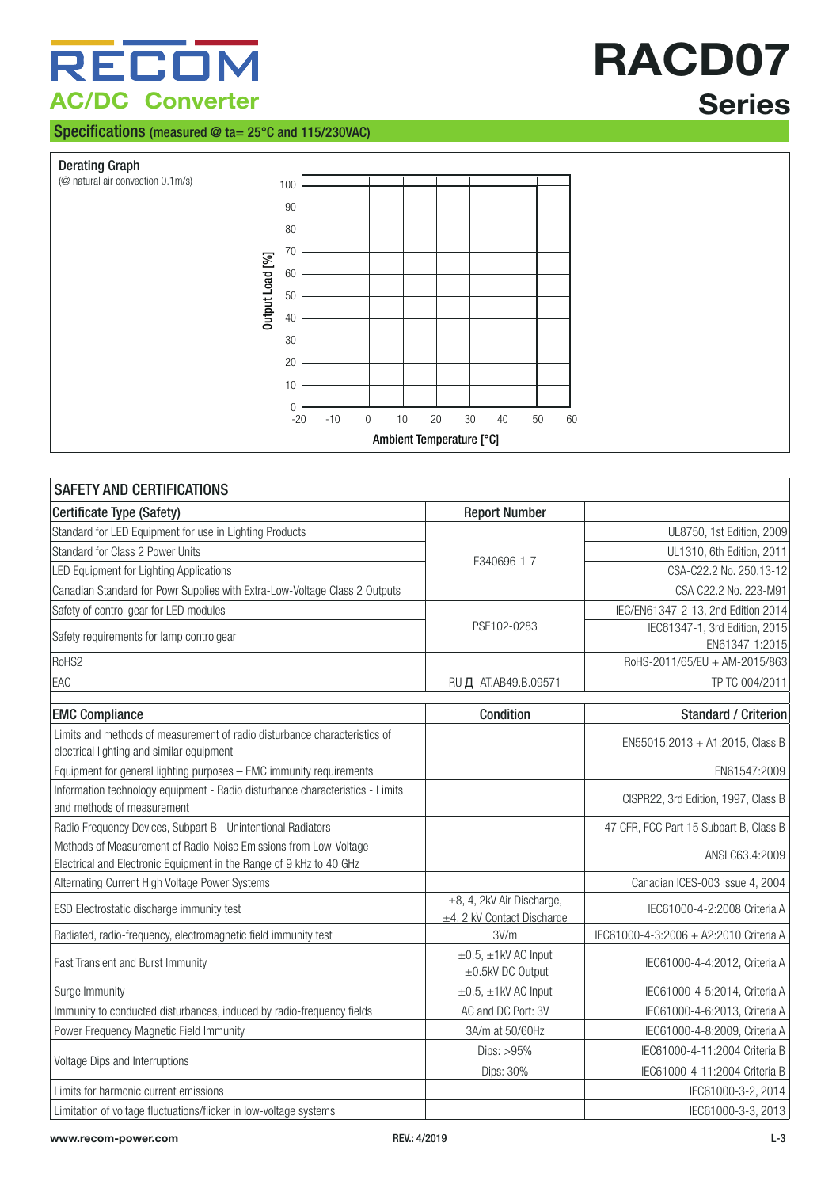# RACD07 Series

## Specifications (measured @ ta= 25°C and 115/230VAC)

**Derating Graph**
(@ natural air convection 0.1m/s)

Output Load [%] (0–100) vs. Ambient Temperature [°C] (-20 to 60)

## SAFETY AND CERTIFICATIONS

| Certificate Type (Safety) | Report Number | |
|---|---|---|
| Standard for LED Equipment for use in Lighting Products | E340696-1-7 | UL8750, 1st Edition, 2009 |
| Standard for Class 2 Power Units | | UL1310, 6th Edition, 2011 |
| LED Equipment for Lighting Applications | | CSA-C22.2 No. 250.13-12 |
| Canadian Standard for Powr Supplies with Extra-Low-Voltage Class 2 Outputs | | CSA C22.2 No. 223-M91 |
| Safety of control gear for LED modules | PSE102-0283 | IEC/EN61347-2-13, 2nd Edition 2014 |
| Safety requirements for lamp controlgear | | IEC61347-1, 3rd Edition, 2015 EN61347-1:2015 |
| RoHS2 | | RoHS-2011/65/EU + AM-2015/863 |
| EAC | RU Д- AT.AB49.B.09571 | TP TC 004/2011 |

| EMC Compliance | Condition | Standard / Criterion |
|---|---|---|
| Limits and methods of measurement of radio disturbance characteristics of electrical lighting and similar equipment | | EN55015:2013 + A1:2015, Class B |
| Equipment for general lighting purposes – EMC immunity requirements | | EN61547:2009 |
| Information technology equipment - Radio disturbance characteristics - Limits and methods of measurement | | CISPR22, 3rd Edition, 1997, Class B |
| Radio Frequency Devices, Subpart B - Unintentional Radiators | | 47 CFR, FCC Part 15 Subpart B, Class B |
| Methods of Measurement of Radio-Noise Emissions from Low-Voltage Electrical and Electronic Equipment in the Range of 9 kHz to 40 GHz | | ANSI C63.4:2009 |
| Alternating Current High Voltage Power Systems | | Canadian ICES-003 issue 4, 2004 |
| ESD Electrostatic discharge immunity test | ±8, 4, 2kV Air Discharge, ±4, 2 kV Contact Discharge | IEC61000-4-2:2008 Criteria A |
| Radiated, radio-frequency, electromagnetic field immunity test | 3V/m | IEC61000-4-3:2006 + A2:2010 Criteria A |
| Fast Transient and Burst Immunity | ±0.5, ±1kV AC Input ±0.5kV DC Output | IEC61000-4-4:2012, Criteria A |
| Surge Immunity | ±0.5, ±1kV AC Input | IEC61000-4-5:2014, Criteria A |
| Immunity to conducted disturbances, induced by radio-frequency fields | AC and DC Port: 3V | IEC61000-4-6:2013, Criteria A |
| Power Frequency Magnetic Field Immunity | 3A/m at 50/60Hz | IEC61000-4-8:2009, Criteria A |
| Voltage Dips and Interruptions | Dips: >95% | IEC61000-4-11:2004 Criteria B |
| | Dips: 30% | IEC61000-4-11:2004 Criteria B |
| Limits for harmonic current emissions | | IEC61000-3-2, 2014 |
| Limitation of voltage fluctuations/flicker in low-voltage systems | | IEC61000-3-3, 2013 |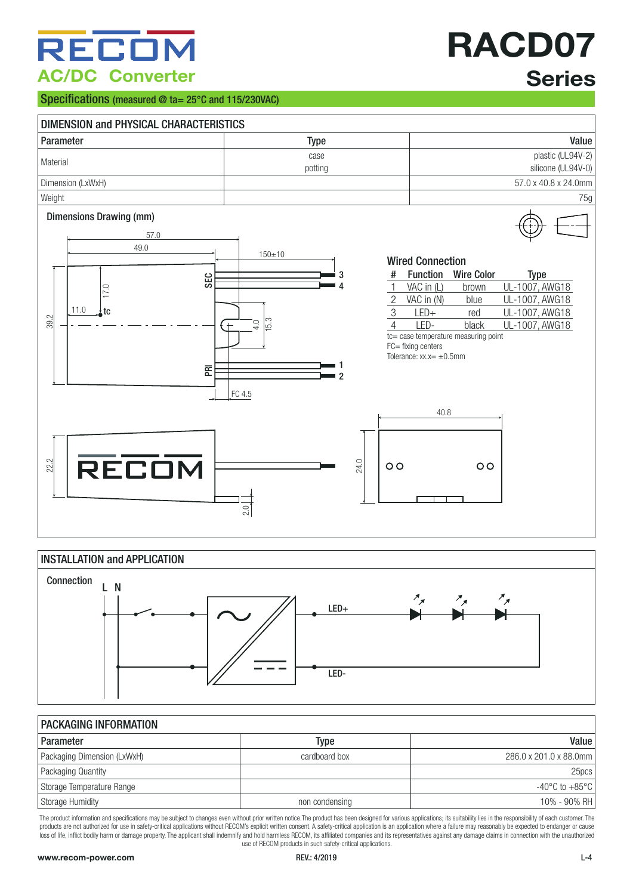# RACD07 Series

**AC/DC Converter**

## Specifications (measured @ ta= 25°C and 115/230VAC)

### DIMENSION and PHYSICAL CHARACTERISTICS

| Parameter | Type | Value |
|---|---|---|
| Material | case<br>potting | plastic (UL94V-2)<br>silicone (UL94V-0) |
| Dimension (LxWxH) | | 57.0 x 40.8 x 24.0mm |
| Weight | | 75g |

**Dimensions Drawing (mm)**

57.0
49.0
150±10
17.0
11.0
tc
39.2
SEC
PRI
4.0
15.3
FC 4.5
3
4
1
2
22.2
2.0
40.8
24.0

**Wired Connection**

| # | Function | Wire Color | Type |
|---|---|---|---|
| 1 | VAC in (L) | brown | UL-1007, AWG18 |
| 2 | VAC in (N) | blue | UL-1007, AWG18 |
| 3 | LED+ | red | UL-1007, AWG18 |
| 4 | LED- | black | UL-1007, AWG18 |

tc= case temperature measuring point
FC= fixing centers
Tolerance: xx.x= ±0.5mm

### INSTALLATION and APPLICATION

**Connection**

L N
LED+
LED-

### PACKAGING INFORMATION

| Parameter | Type | Value |
|---|---|---|
| Packaging Dimension (LxWxH) | cardboard box | 286.0 x 201.0 x 88.0mm |
| Packaging Quantity | | 25pcs |
| Storage Temperature Range | | -40°C to +85°C |
| Storage Humidity | non condensing | 10% - 90% RH |

The product information and specifications may be subject to changes even without prior written notice.The product has been designed for various applications; its suitability lies in the responsibility of each customer. The products are not authorized for use in safety-critical applications without RECOM's explicit written consent. A safety-critical application is an application where a failure may reasonably be expected to endanger or cause loss of life, inflict bodily harm or damage property. The applicant shall indemnify and hold harmless RECOM, its affiliated companies and its representatives against any damage claims in connection with the unauthorized use of RECOM products in such safety-critical applications.

www.recom-power.com REV.: 4/2019